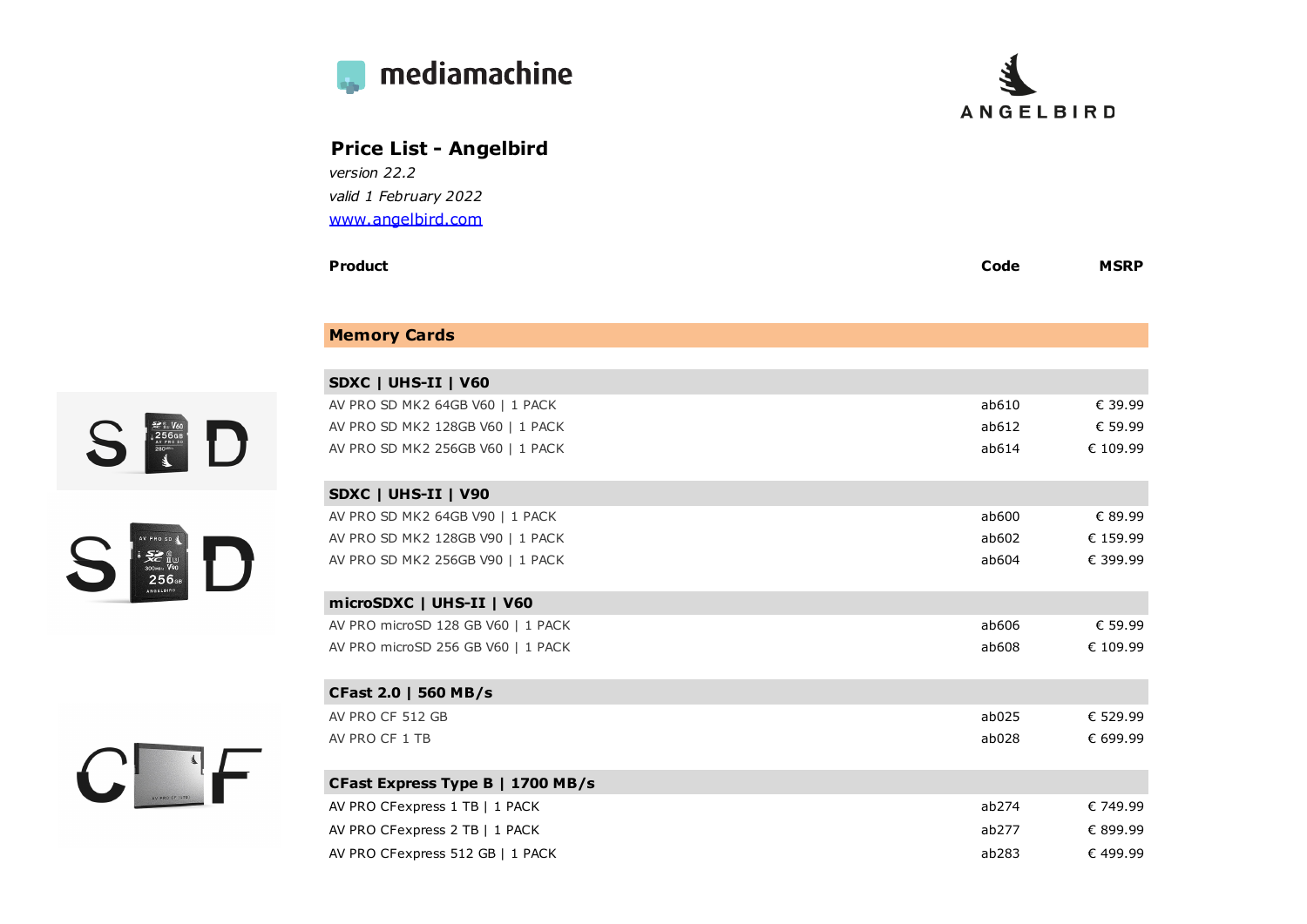mediamachine

ANGELBIRD

## Price List - Angelbird

*version 22.2*

*valid 1 February 2022*

[www.angelbird.com](http://www.angelbird.com)

| Product | Code | MSRP |
|---|---|---|
| **Memory Cards** | | |
| **SDXC \| UHS-II \| V60** | | |
| AV PRO SD MK2 64GB V60 \| 1 PACK | ab610 | € 39.99 |
| AV PRO SD MK2 128GB V60 \| 1 PACK | ab612 | € 59.99 |
| AV PRO SD MK2 256GB V60 \| 1 PACK | ab614 | € 109.99 |
| **SDXC \| UHS-II \| V90** | | |
| AV PRO SD MK2 64GB V90 \| 1 PACK | ab600 | € 89.99 |
| AV PRO SD MK2 128GB V90 \| 1 PACK | ab602 | € 159.99 |
| AV PRO SD MK2 256GB V90 \| 1 PACK | ab604 | € 399.99 |
| **microSDXC \| UHS-II \| V60** | | |
| AV PRO microSD 128 GB V60 \| 1 PACK | ab606 | € 59.99 |
| AV PRO microSD 256 GB V60 \| 1 PACK | ab608 | € 109.99 |
| **CFast 2.0 \| 560 MB/s** | | |
| AV PRO CF 512 GB | ab025 | € 529.99 |
| AV PRO CF 1 TB | ab028 | € 699.99 |
| **CFast Express Type B \| 1700 MB/s** | | |
| AV PRO CFexpress 1 TB \| 1 PACK | ab274 | € 749.99 |
| AV PRO CFexpress 2 TB \| 1 PACK | ab277 | € 899.99 |
| AV PRO CFexpress 512 GB \| 1 PACK | ab283 | € 499.99 |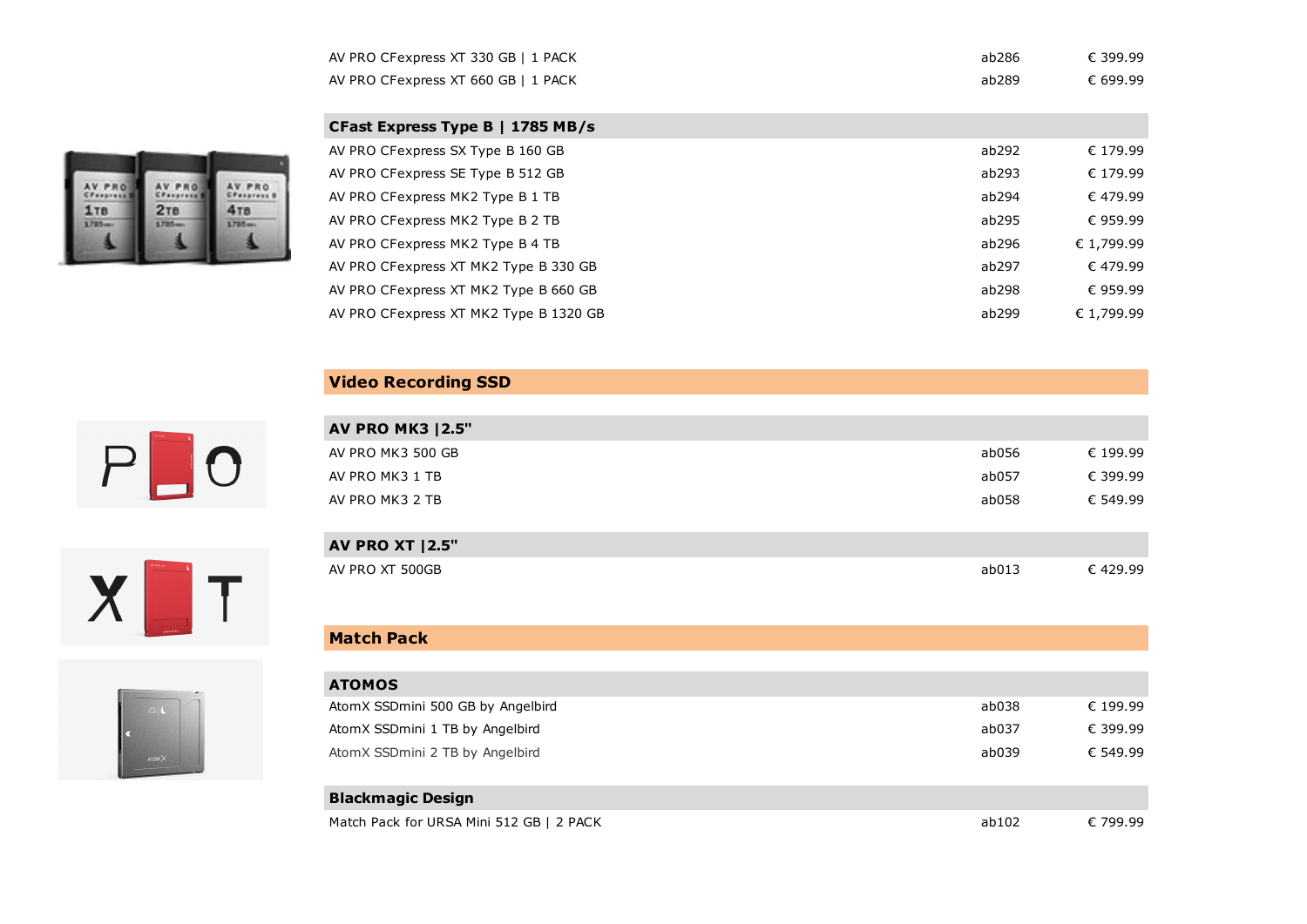| | | |
|---|---|---|
| AV PRO CFexpress XT 330 GB \| 1 PACK | ab286 | € 399.99 |
| AV PRO CFexpress XT 660 GB \| 1 PACK | ab289 | € 699.99 |

| **CFast Express Type B \| 1785 MB/s** | | |
|---|---|---|
| AV PRO CFexpress SX Type B 160 GB | ab292 | € 179.99 |
| AV PRO CFexpress SE Type B 512 GB | ab293 | € 179.99 |
| AV PRO CFexpress MK2 Type B 1 TB | ab294 | € 479.99 |
| AV PRO CFexpress MK2 Type B 2 TB | ab295 | € 959.99 |
| AV PRO CFexpress MK2 Type B 4 TB | ab296 | € 1,799.99 |
| AV PRO CFexpress XT MK2 Type B 330 GB | ab297 | € 479.99 |
| AV PRO CFexpress XT MK2 Type B 660 GB | ab298 | € 959.99 |
| AV PRO CFexpress XT MK2 Type B 1320 GB | ab299 | € 1,799.99 |

## Video Recording SSD

| **AV PRO MK3 \|2.5"** | | |
|---|---|---|
| AV PRO MK3 500 GB | ab056 | € 199.99 |
| AV PRO MK3 1 TB | ab057 | € 399.99 |
| AV PRO MK3 2 TB | ab058 | € 549.99 |

| **AV PRO XT \|2.5"** | | |
|---|---|---|
| AV PRO XT 500GB | ab013 | € 429.99 |

## Match Pack

| **ATOMOS** | | |
|---|---|---|
| AtomX SSDmini 500 GB by Angelbird | ab038 | € 199.99 |
| AtomX SSDmini 1 TB by Angelbird | ab037 | € 399.99 |
| AtomX SSDmini 2 TB by Angelbird | ab039 | € 549.99 |

| **Blackmagic Design** | | |
|---|---|---|
| Match Pack for URSA Mini 512 GB \| 2 PACK | ab102 | € 799.99 |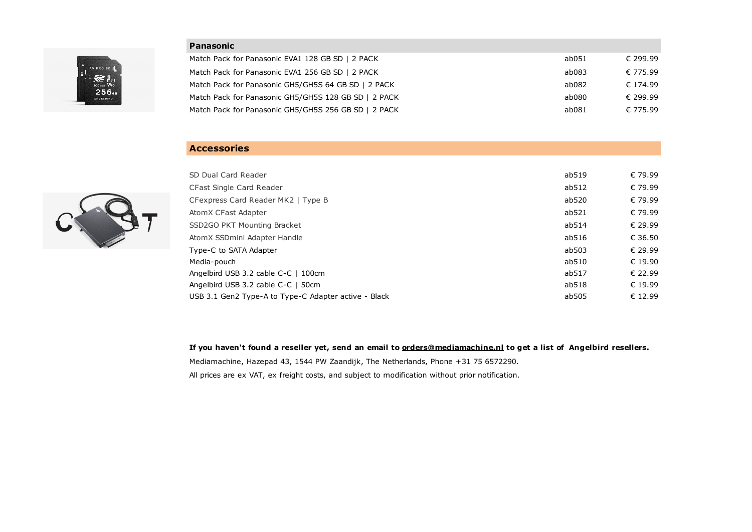| Panasonic | | |
| --- | --- | --- |
| Match Pack for Panasonic EVA1 128 GB SD \| 2 PACK | ab051 | € 299.99 |
| Match Pack for Panasonic EVA1 256 GB SD \| 2 PACK | ab083 | € 775.99 |
| Match Pack for Panasonic GH5/GH5S 64 GB SD \| 2 PACK | ab082 | € 174.99 |
| Match Pack for Panasonic GH5/GH5S 128 GB SD \| 2 PACK | ab080 | € 299.99 |
| Match Pack for Panasonic GH5/GH5S 256 GB SD \| 2 PACK | ab081 | € 775.99 |

| Accessories | | |
| --- | --- | --- |
| SD Dual Card Reader | ab519 | € 79.99 |
| CFast Single Card Reader | ab512 | € 79.99 |
| CFexpress Card Reader MK2 \| Type B | ab520 | € 79.99 |
| AtomX CFast Adapter | ab521 | € 79.99 |
| SSD2GO PKT Mounting Bracket | ab514 | € 29.99 |
| AtomX SSDmini Adapter Handle | ab516 | € 36.50 |
| Type-C to SATA Adapter | ab503 | € 29.99 |
| Media-pouch | ab510 | € 19.90 |
| Angelbird USB 3.2 cable C-C \| 100cm | ab517 | € 22.99 |
| Angelbird USB 3.2 cable C-C \| 50cm | ab518 | € 19.99 |
| USB 3.1 Gen2 Type-A to Type-C Adapter active - Black | ab505 | € 12.99 |

**If you haven't found a reseller yet, send an email to orders@mediamachine.nl to get a list of Angelbird resellers.**

Mediamachine, Hazepad 43, 1544 PW Zaandijk, The Netherlands, Phone +31 75 6572290.

All prices are ex VAT, ex freight costs, and subject to modification without prior notification.